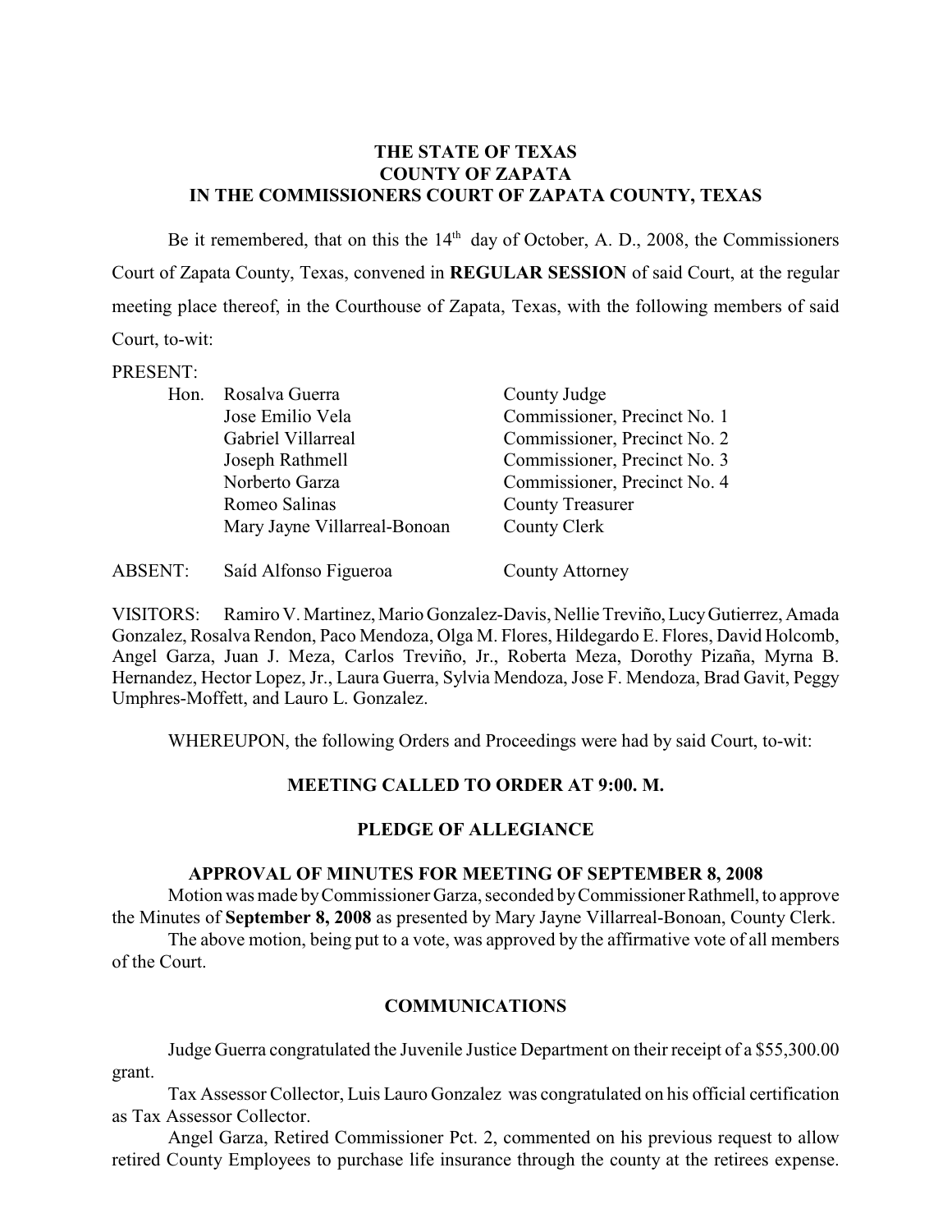**THE STATE OF TEXAS**
**COUNTY OF ZAPATA**
**IN THE COMMISSIONERS COURT OF ZAPATA COUNTY, TEXAS**

Be it remembered, that on this the 14th day of October, A. D., 2008, the Commissioners Court of Zapata County, Texas, convened in **REGULAR SESSION** of said Court, at the regular meeting place thereof, in the Courthouse of Zapata, Texas, with the following members of said Court, to-wit:

PRESENT:

| | | |
|---|---|---|
| Hon. | Rosalva Guerra | County Judge |
| | Jose Emilio Vela | Commissioner, Precinct No. 1 |
| | Gabriel Villarreal | Commissioner, Precinct No. 2 |
| | Joseph Rathmell | Commissioner, Precinct No. 3 |
| | Norberto Garza | Commissioner, Precinct No. 4 |
| | Romeo Salinas | County Treasurer |
| | Mary Jayne Villarreal-Bonoan | County Clerk |

ABSENT: Saíd Alfonso Figueroa — County Attorney

VISITORS: Ramiro V. Martinez, Mario Gonzalez-Davis, Nellie Treviño, Lucy Gutierrez, Amada Gonzalez, Rosalva Rendon, Paco Mendoza, Olga M. Flores, Hildegardo E. Flores, David Holcomb, Angel Garza, Juan J. Meza, Carlos Treviño, Jr., Roberta Meza, Dorothy Pizaña, Myrna B. Hernandez, Hector Lopez, Jr., Laura Guerra, Sylvia Mendoza, Jose F. Mendoza, Brad Gavit, Peggy Umphres-Moffett, and Lauro L. Gonzalez.

WHEREUPON, the following Orders and Proceedings were had by said Court, to-wit:

**MEETING CALLED TO ORDER AT 9:00. M.**

**PLEDGE OF ALLEGIANCE**

**APPROVAL OF MINUTES FOR MEETING OF SEPTEMBER 8, 2008**

Motion was made by Commissioner Garza, seconded by Commissioner Rathmell, to approve the Minutes of **September 8, 2008** as presented by Mary Jayne Villarreal-Bonoan, County Clerk.

The above motion, being put to a vote, was approved by the affirmative vote of all members of the Court.

**COMMUNICATIONS**

Judge Guerra congratulated the Juvenile Justice Department on their receipt of a $55,300.00 grant.

Tax Assessor Collector, Luis Lauro Gonzalez was congratulated on his official certification as Tax Assessor Collector.

Angel Garza, Retired Commissioner Pct. 2, commented on his previous request to allow retired County Employees to purchase life insurance through the county at the retirees expense.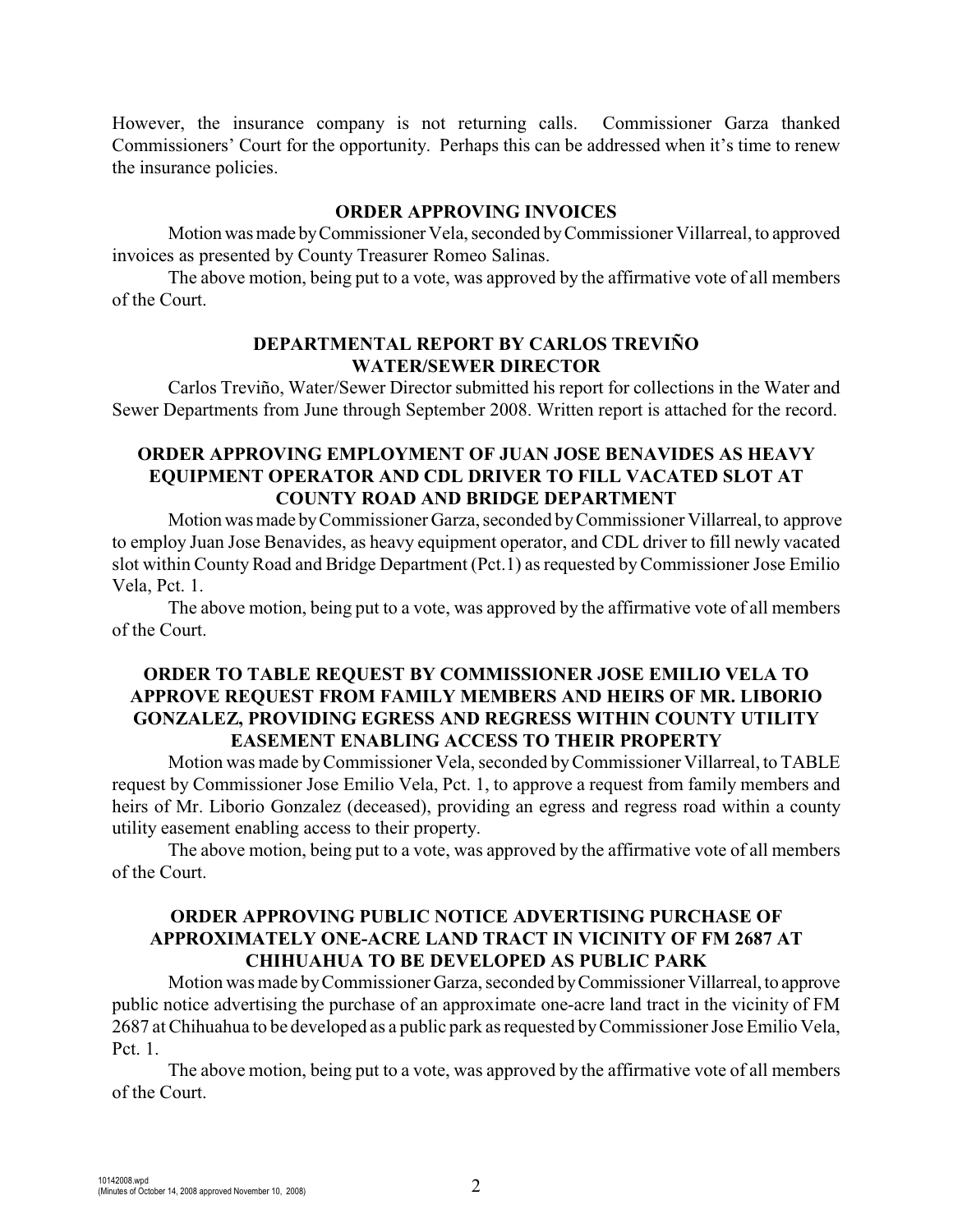However, the insurance company is not returning calls. Commissioner Garza thanked Commissioners' Court for the opportunity. Perhaps this can be addressed when it's time to renew the insurance policies.

## ORDER APPROVING INVOICES

Motion was made by Commissioner Vela, seconded by Commissioner Villarreal, to approved invoices as presented by County Treasurer Romeo Salinas.

The above motion, being put to a vote, was approved by the affirmative vote of all members of the Court.

## DEPARTMENTAL REPORT BY CARLOS TREVIÑO WATER/SEWER DIRECTOR

Carlos Treviño, Water/Sewer Director submitted his report for collections in the Water and Sewer Departments from June through September 2008. Written report is attached for the record.

## ORDER APPROVING EMPLOYMENT OF JUAN JOSE BENAVIDES AS HEAVY EQUIPMENT OPERATOR AND CDL DRIVER TO FILL VACATED SLOT AT COUNTY ROAD AND BRIDGE DEPARTMENT

Motion was made by Commissioner Garza, seconded by Commissioner Villarreal, to approve to employ Juan Jose Benavides, as heavy equipment operator, and CDL driver to fill newly vacated slot within County Road and Bridge Department (Pct.1) as requested by Commissioner Jose Emilio Vela, Pct. 1.

The above motion, being put to a vote, was approved by the affirmative vote of all members of the Court.

## ORDER TO TABLE REQUEST BY COMMISSIONER JOSE EMILIO VELA TO APPROVE REQUEST FROM FAMILY MEMBERS AND HEIRS OF MR. LIBORIO GONZALEZ, PROVIDING EGRESS AND REGRESS WITHIN COUNTY UTILITY EASEMENT ENABLING ACCESS TO THEIR PROPERTY

Motion was made by Commissioner Vela, seconded by Commissioner Villarreal, to TABLE request by Commissioner Jose Emilio Vela, Pct. 1, to approve a request from family members and heirs of Mr. Liborio Gonzalez (deceased), providing an egress and regress road within a county utility easement enabling access to their property.

The above motion, being put to a vote, was approved by the affirmative vote of all members of the Court.

## ORDER APPROVING PUBLIC NOTICE ADVERTISING PURCHASE OF APPROXIMATELY ONE-ACRE LAND TRACT IN VICINITY OF FM 2687 AT CHIHUAHUA TO BE DEVELOPED AS PUBLIC PARK

Motion was made by Commissioner Garza, seconded by Commissioner Villarreal, to approve public notice advertising the purchase of an approximate one-acre land tract in the vicinity of FM 2687 at Chihuahua to be developed as a public park as requested by Commissioner Jose Emilio Vela, Pct. 1.

The above motion, being put to a vote, was approved by the affirmative vote of all members of the Court.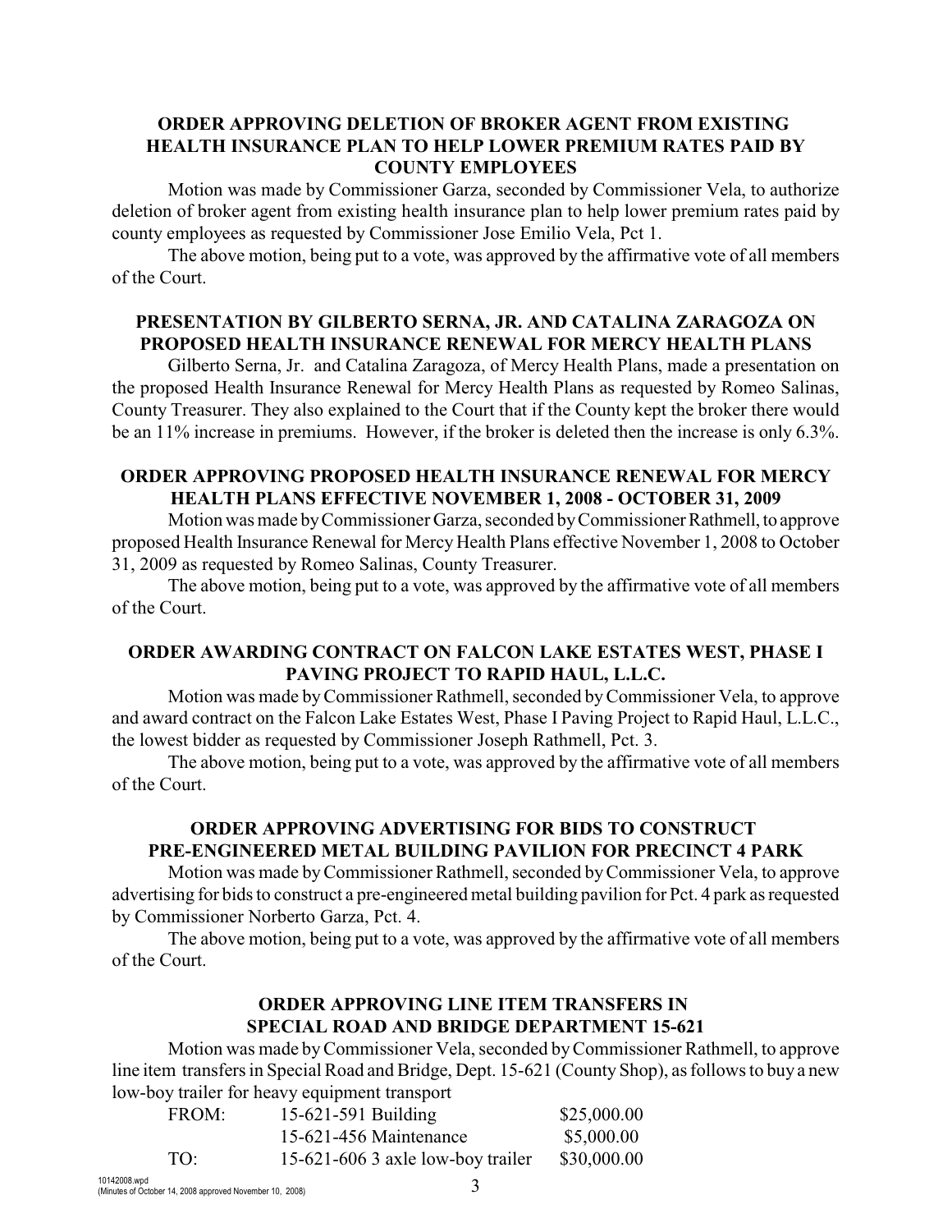### ORDER APPROVING DELETION OF BROKER AGENT FROM EXISTING HEALTH INSURANCE PLAN TO HELP LOWER PREMIUM RATES PAID BY COUNTY EMPLOYEES

Motion was made by Commissioner Garza, seconded by Commissioner Vela, to authorize deletion of broker agent from existing health insurance plan to help lower premium rates paid by county employees as requested by Commissioner Jose Emilio Vela, Pct 1.

The above motion, being put to a vote, was approved by the affirmative vote of all members of the Court.

### PRESENTATION BY GILBERTO SERNA, JR. AND CATALINA ZARAGOZA ON PROPOSED HEALTH INSURANCE RENEWAL FOR MERCY HEALTH PLANS

Gilberto Serna, Jr. and Catalina Zaragoza, of Mercy Health Plans, made a presentation on the proposed Health Insurance Renewal for Mercy Health Plans as requested by Romeo Salinas, County Treasurer. They also explained to the Court that if the County kept the broker there would be an 11% increase in premiums. However, if the broker is deleted then the increase is only 6.3%.

### ORDER APPROVING PROPOSED HEALTH INSURANCE RENEWAL FOR MERCY HEALTH PLANS EFFECTIVE NOVEMBER 1, 2008 - OCTOBER 31, 2009

Motion was made by Commissioner Garza, seconded by Commissioner Rathmell, to approve proposed Health Insurance Renewal for Mercy Health Plans effective November 1, 2008 to October 31, 2009 as requested by Romeo Salinas, County Treasurer.

The above motion, being put to a vote, was approved by the affirmative vote of all members of the Court.

### ORDER AWARDING CONTRACT ON FALCON LAKE ESTATES WEST, PHASE I PAVING PROJECT TO RAPID HAUL, L.L.C.

Motion was made by Commissioner Rathmell, seconded by Commissioner Vela, to approve and award contract on the Falcon Lake Estates West, Phase I Paving Project to Rapid Haul, L.L.C., the lowest bidder as requested by Commissioner Joseph Rathmell, Pct. 3.

The above motion, being put to a vote, was approved by the affirmative vote of all members of the Court.

### ORDER APPROVING ADVERTISING FOR BIDS TO CONSTRUCT PRE-ENGINEERED METAL BUILDING PAVILION FOR PRECINCT 4 PARK

Motion was made by Commissioner Rathmell, seconded by Commissioner Vela, to approve advertising for bids to construct a pre-engineered metal building pavilion for Pct. 4 park as requested by Commissioner Norberto Garza, Pct. 4.

The above motion, being put to a vote, was approved by the affirmative vote of all members of the Court.

### ORDER APPROVING LINE ITEM TRANSFERS IN SPECIAL ROAD AND BRIDGE DEPARTMENT 15-621

Motion was made by Commissioner Vela, seconded by Commissioner Rathmell, to approve line item transfers in Special Road and Bridge, Dept. 15-621 (County Shop), as follows to buy a new low-boy trailer for heavy equipment transport

| | | |
|---|---|---|
| FROM: | 15-621-591 Building | \$25,000.00 |
| | 15-621-456 Maintenance | \$5,000.00 |
| TO: | 15-621-606 3 axle low-boy trailer | \$30,000.00 |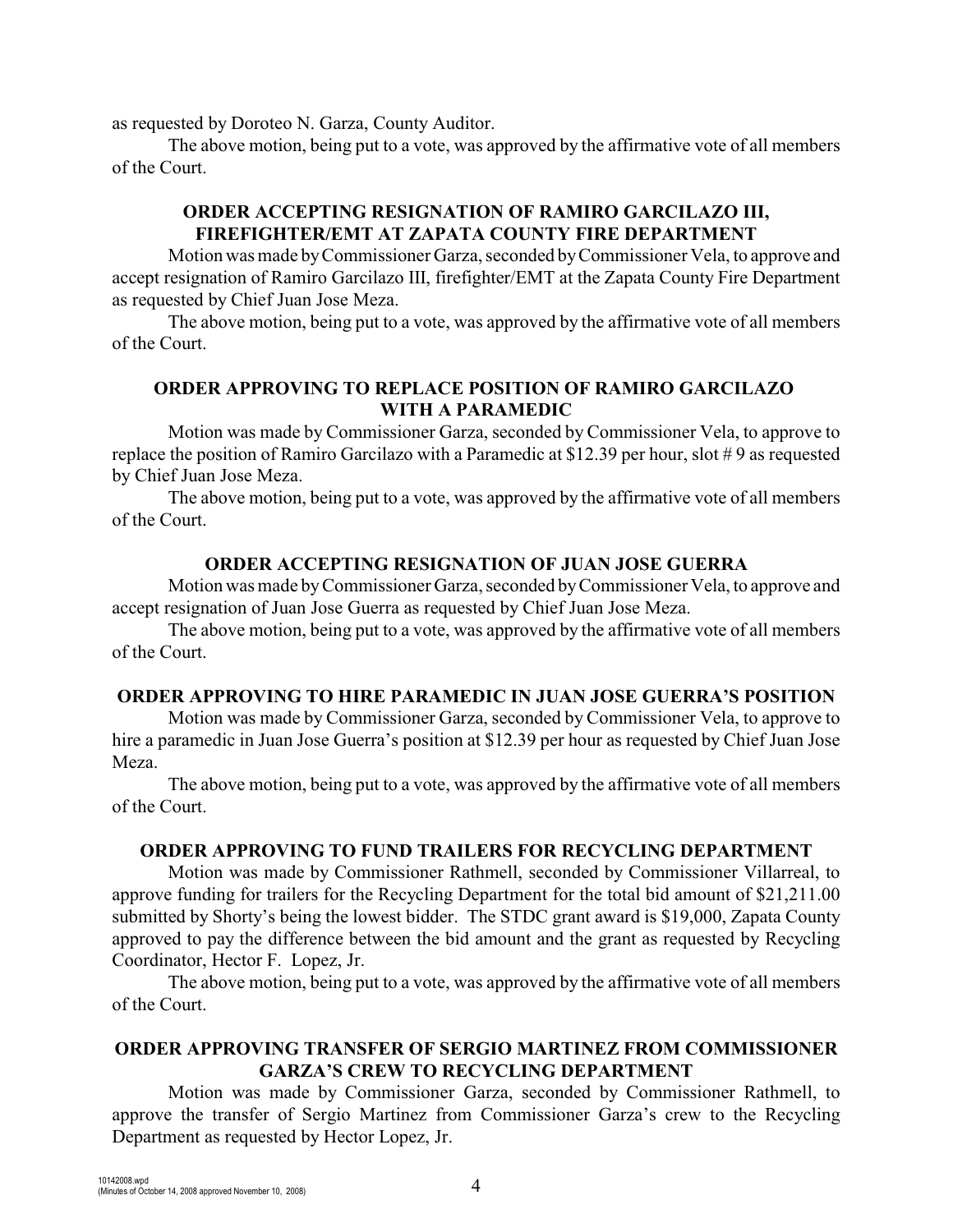as requested by Doroteo N. Garza, County Auditor.

The above motion, being put to a vote, was approved by the affirmative vote of all members of the Court.

## ORDER ACCEPTING RESIGNATION OF RAMIRO GARCILAZO III, FIREFIGHTER/EMT AT ZAPATA COUNTY FIRE DEPARTMENT

Motion was made by Commissioner Garza, seconded by Commissioner Vela, to approve and accept resignation of Ramiro Garcilazo III, firefighter/EMT at the Zapata County Fire Department as requested by Chief Juan Jose Meza.

The above motion, being put to a vote, was approved by the affirmative vote of all members of the Court.

## ORDER APPROVING TO REPLACE POSITION OF RAMIRO GARCILAZO WITH A PARAMEDIC

Motion was made by Commissioner Garza, seconded by Commissioner Vela, to approve to replace the position of Ramiro Garcilazo with a Paramedic at $12.39 per hour, slot # 9 as requested by Chief Juan Jose Meza.

The above motion, being put to a vote, was approved by the affirmative vote of all members of the Court.

## ORDER ACCEPTING RESIGNATION OF JUAN JOSE GUERRA

Motion was made by Commissioner Garza, seconded by Commissioner Vela, to approve and accept resignation of Juan Jose Guerra as requested by Chief Juan Jose Meza.

The above motion, being put to a vote, was approved by the affirmative vote of all members of the Court.

## ORDER APPROVING TO HIRE PARAMEDIC IN JUAN JOSE GUERRA'S POSITION

Motion was made by Commissioner Garza, seconded by Commissioner Vela, to approve to hire a paramedic in Juan Jose Guerra's position at $12.39 per hour as requested by Chief Juan Jose Meza.

The above motion, being put to a vote, was approved by the affirmative vote of all members of the Court.

## ORDER APPROVING TO FUND TRAILERS FOR RECYCLING DEPARTMENT

Motion was made by Commissioner Rathmell, seconded by Commissioner Villarreal, to approve funding for trailers for the Recycling Department for the total bid amount of $21,211.00 submitted by Shorty's being the lowest bidder. The STDC grant award is $19,000, Zapata County approved to pay the difference between the bid amount and the grant as requested by Recycling Coordinator, Hector F. Lopez, Jr.

The above motion, being put to a vote, was approved by the affirmative vote of all members of the Court.

## ORDER APPROVING TRANSFER OF SERGIO MARTINEZ FROM COMMISSIONER GARZA'S CREW TO RECYCLING DEPARTMENT

Motion was made by Commissioner Garza, seconded by Commissioner Rathmell, to approve the transfer of Sergio Martinez from Commissioner Garza's crew to the Recycling Department as requested by Hector Lopez, Jr.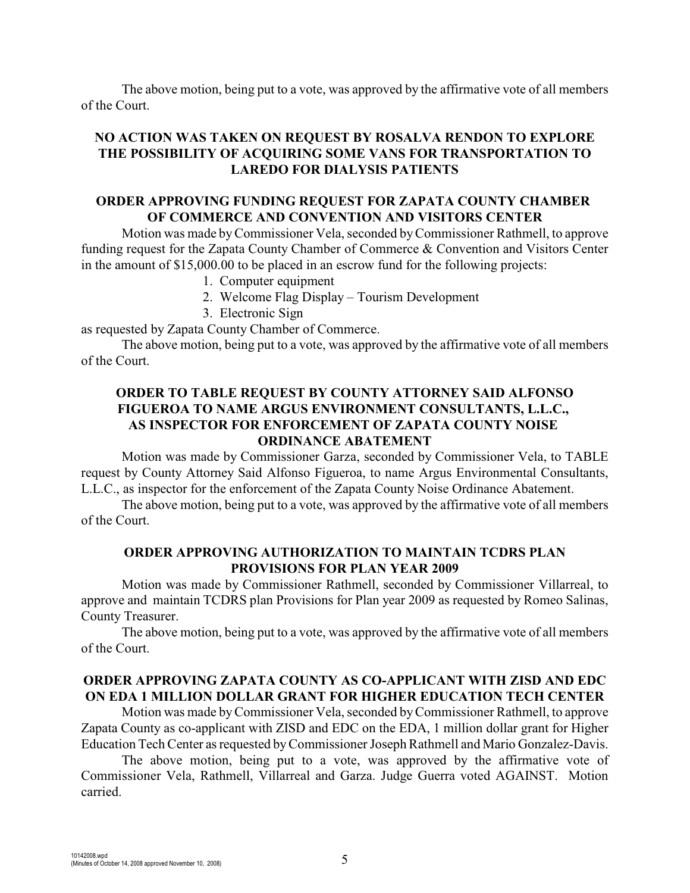The above motion, being put to a vote, was approved by the affirmative vote of all members of the Court.

### NO ACTION WAS TAKEN ON REQUEST BY ROSALVA RENDON TO EXPLORE THE POSSIBILITY OF ACQUIRING SOME VANS FOR TRANSPORTATION TO LAREDO FOR DIALYSIS PATIENTS

### ORDER APPROVING FUNDING REQUEST FOR ZAPATA COUNTY CHAMBER OF COMMERCE AND CONVENTION AND VISITORS CENTER

Motion was made by Commissioner Vela, seconded by Commissioner Rathmell, to approve funding request for the Zapata County Chamber of Commerce & Convention and Visitors Center in the amount of $15,000.00 to be placed in an escrow fund for the following projects:

1. Computer equipment
2. Welcome Flag Display – Tourism Development
3. Electronic Sign

as requested by Zapata County Chamber of Commerce.

The above motion, being put to a vote, was approved by the affirmative vote of all members of the Court.

### ORDER TO TABLE REQUEST BY COUNTY ATTORNEY SAID ALFONSO FIGUEROA TO NAME ARGUS ENVIRONMENT CONSULTANTS, L.L.C., AS INSPECTOR FOR ENFORCEMENT OF ZAPATA COUNTY NOISE ORDINANCE ABATEMENT

Motion was made by Commissioner Garza, seconded by Commissioner Vela, to TABLE request by County Attorney Said Alfonso Figueroa, to name Argus Environmental Consultants, L.L.C., as inspector for the enforcement of the Zapata County Noise Ordinance Abatement.

The above motion, being put to a vote, was approved by the affirmative vote of all members of the Court.

### ORDER APPROVING AUTHORIZATION TO MAINTAIN TCDRS PLAN PROVISIONS FOR PLAN YEAR 2009

Motion was made by Commissioner Rathmell, seconded by Commissioner Villarreal, to approve and maintain TCDRS plan Provisions for Plan year 2009 as requested by Romeo Salinas, County Treasurer.

The above motion, being put to a vote, was approved by the affirmative vote of all members of the Court.

### ORDER APPROVING ZAPATA COUNTY AS CO-APPLICANT WITH ZISD AND EDC ON EDA 1 MILLION DOLLAR GRANT FOR HIGHER EDUCATION TECH CENTER

Motion was made by Commissioner Vela, seconded by Commissioner Rathmell, to approve Zapata County as co-applicant with ZISD and EDC on the EDA, 1 million dollar grant for Higher Education Tech Center as requested by Commissioner Joseph Rathmell and Mario Gonzalez-Davis.

The above motion, being put to a vote, was approved by the affirmative vote of Commissioner Vela, Rathmell, Villarreal and Garza. Judge Guerra voted AGAINST. Motion carried.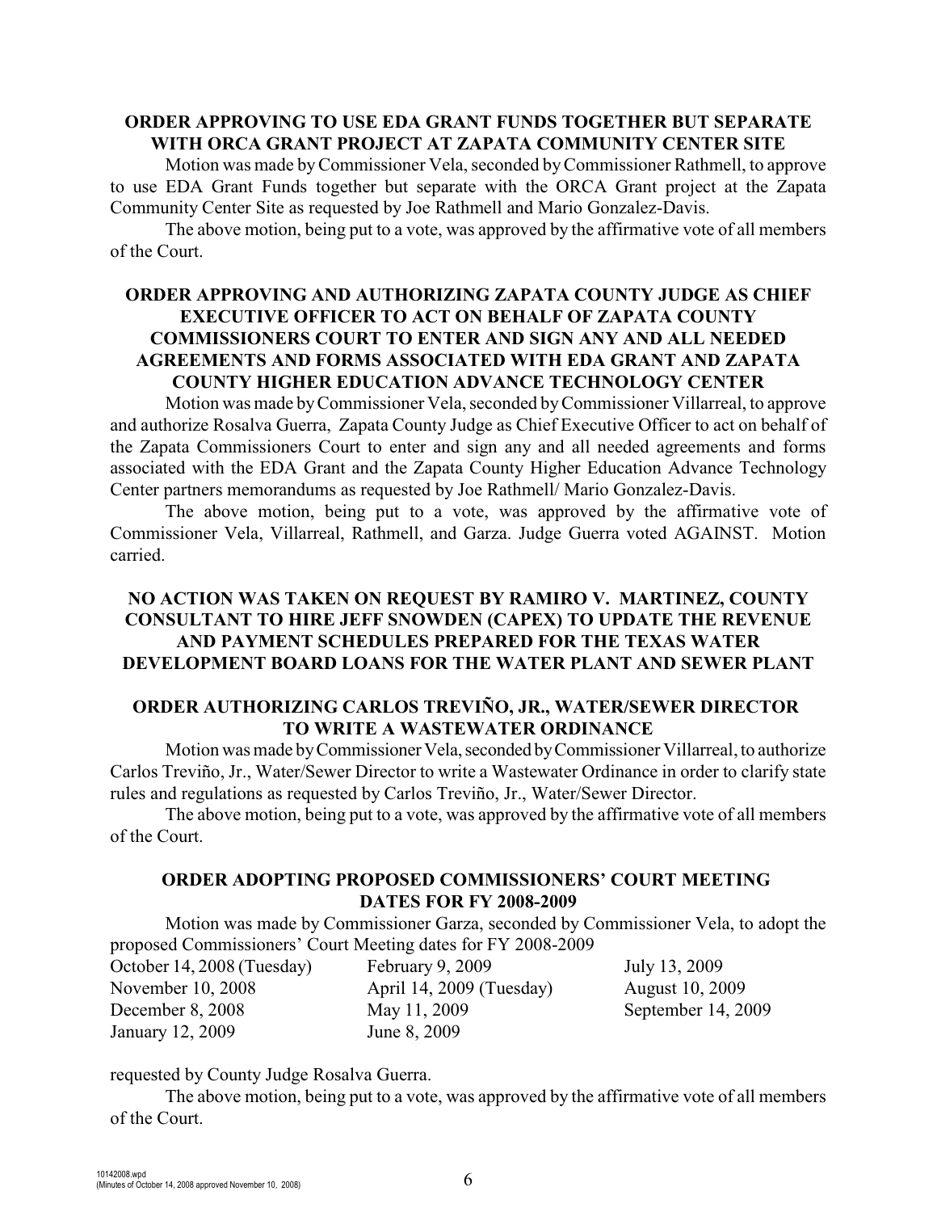**ORDER APPROVING TO USE EDA GRANT FUNDS TOGETHER BUT SEPARATE WITH ORCA GRANT PROJECT AT ZAPATA COMMUNITY CENTER SITE**

Motion was made by Commissioner Vela, seconded by Commissioner Rathmell, to approve to use EDA Grant Funds together but separate with the ORCA Grant project at the Zapata Community Center Site as requested by Joe Rathmell and Mario Gonzalez-Davis.

The above motion, being put to a vote, was approved by the affirmative vote of all members of the Court.

**ORDER APPROVING AND AUTHORIZING ZAPATA COUNTY JUDGE AS CHIEF EXECUTIVE OFFICER TO ACT ON BEHALF OF ZAPATA COUNTY COMMISSIONERS COURT TO ENTER AND SIGN ANY AND ALL NEEDED AGREEMENTS AND FORMS ASSOCIATED WITH EDA GRANT AND ZAPATA COUNTY HIGHER EDUCATION ADVANCE TECHNOLOGY CENTER**

Motion was made by Commissioner Vela, seconded by Commissioner Villarreal, to approve and authorize Rosalva Guerra, Zapata County Judge as Chief Executive Officer to act on behalf of the Zapata Commissioners Court to enter and sign any and all needed agreements and forms associated with the EDA Grant and the Zapata County Higher Education Advance Technology Center partners memorandums as requested by Joe Rathmell/ Mario Gonzalez-Davis.

The above motion, being put to a vote, was approved by the affirmative vote of Commissioner Vela, Villarreal, Rathmell, and Garza. Judge Guerra voted AGAINST. Motion carried.

**NO ACTION WAS TAKEN ON REQUEST BY RAMIRO V. MARTINEZ, COUNTY CONSULTANT TO HIRE JEFF SNOWDEN (CAPEX) TO UPDATE THE REVENUE AND PAYMENT SCHEDULES PREPARED FOR THE TEXAS WATER DEVELOPMENT BOARD LOANS FOR THE WATER PLANT AND SEWER PLANT**

**ORDER AUTHORIZING CARLOS TREVIÑO, JR., WATER/SEWER DIRECTOR TO WRITE A WASTEWATER ORDINANCE**

Motion was made by Commissioner Vela, seconded by Commissioner Villarreal, to authorize Carlos Treviño, Jr., Water/Sewer Director to write a Wastewater Ordinance in order to clarify state rules and regulations as requested by Carlos Treviño, Jr., Water/Sewer Director.

The above motion, being put to a vote, was approved by the affirmative vote of all members of the Court.

**ORDER ADOPTING PROPOSED COMMISSIONERS' COURT MEETING DATES FOR FY 2008-2009**

Motion was made by Commissioner Garza, seconded by Commissioner Vela, to adopt the proposed Commissioners' Court Meeting dates for FY 2008-2009

| | | |
|---|---|---|
| October 14, 2008 (Tuesday) | February 9, 2009 | July 13, 2009 |
| November 10, 2008 | April 14, 2009 (Tuesday) | August 10, 2009 |
| December 8, 2008 | May 11, 2009 | September 14, 2009 |
| January 12, 2009 | June 8, 2009 | |

requested by County Judge Rosalva Guerra.

The above motion, being put to a vote, was approved by the affirmative vote of all members of the Court.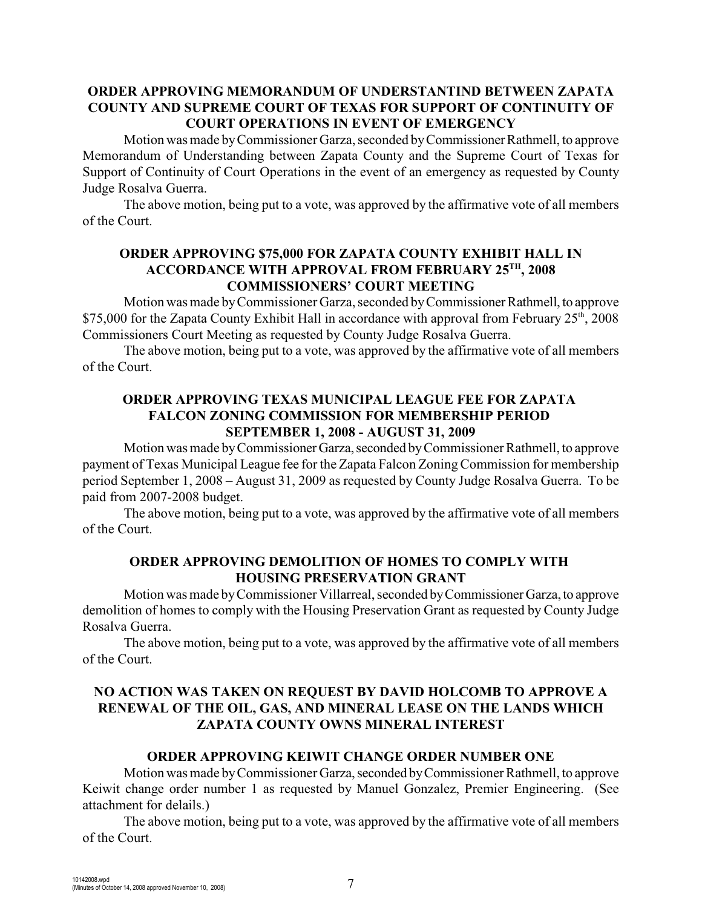## ORDER APPROVING MEMORANDUM OF UNDERSTANTIND BETWEEN ZAPATA COUNTY AND SUPREME COURT OF TEXAS FOR SUPPORT OF CONTINUITY OF COURT OPERATIONS IN EVENT OF EMERGENCY

Motion was made by Commissioner Garza, seconded by Commissioner Rathmell, to approve Memorandum of Understanding between Zapata County and the Supreme Court of Texas for Support of Continuity of Court Operations in the event of an emergency as requested by County Judge Rosalva Guerra.

The above motion, being put to a vote, was approved by the affirmative vote of all members of the Court.

## ORDER APPROVING $75,000 FOR ZAPATA COUNTY EXHIBIT HALL IN ACCORDANCE WITH APPROVAL FROM FEBRUARY 25TH, 2008 COMMISSIONERS' COURT MEETING

Motion was made by Commissioner Garza, seconded by Commissioner Rathmell, to approve $75,000 for the Zapata County Exhibit Hall in accordance with approval from February 25th, 2008 Commissioners Court Meeting as requested by County Judge Rosalva Guerra.

The above motion, being put to a vote, was approved by the affirmative vote of all members of the Court.

## ORDER APPROVING TEXAS MUNICIPAL LEAGUE FEE FOR ZAPATA FALCON ZONING COMMISSION FOR MEMBERSHIP PERIOD SEPTEMBER 1, 2008 - AUGUST 31, 2009

Motion was made by Commissioner Garza, seconded by Commissioner Rathmell, to approve payment of Texas Municipal League fee for the Zapata Falcon Zoning Commission for membership period September 1, 2008 – August 31, 2009 as requested by County Judge Rosalva Guerra. To be paid from 2007-2008 budget.

The above motion, being put to a vote, was approved by the affirmative vote of all members of the Court.

## ORDER APPROVING DEMOLITION OF HOMES TO COMPLY WITH HOUSING PRESERVATION GRANT

Motion was made by Commissioner Villarreal, seconded by Commissioner Garza, to approve demolition of homes to comply with the Housing Preservation Grant as requested by County Judge Rosalva Guerra.

The above motion, being put to a vote, was approved by the affirmative vote of all members of the Court.

## NO ACTION WAS TAKEN ON REQUEST BY DAVID HOLCOMB TO APPROVE A RENEWAL OF THE OIL, GAS, AND MINERAL LEASE ON THE LANDS WHICH ZAPATA COUNTY OWNS MINERAL INTEREST

## ORDER APPROVING KEIWIT CHANGE ORDER NUMBER ONE

Motion was made by Commissioner Garza, seconded by Commissioner Rathmell, to approve Keiwit change order number 1 as requested by Manuel Gonzalez, Premier Engineering. (See attachment for details.)

The above motion, being put to a vote, was approved by the affirmative vote of all members of the Court.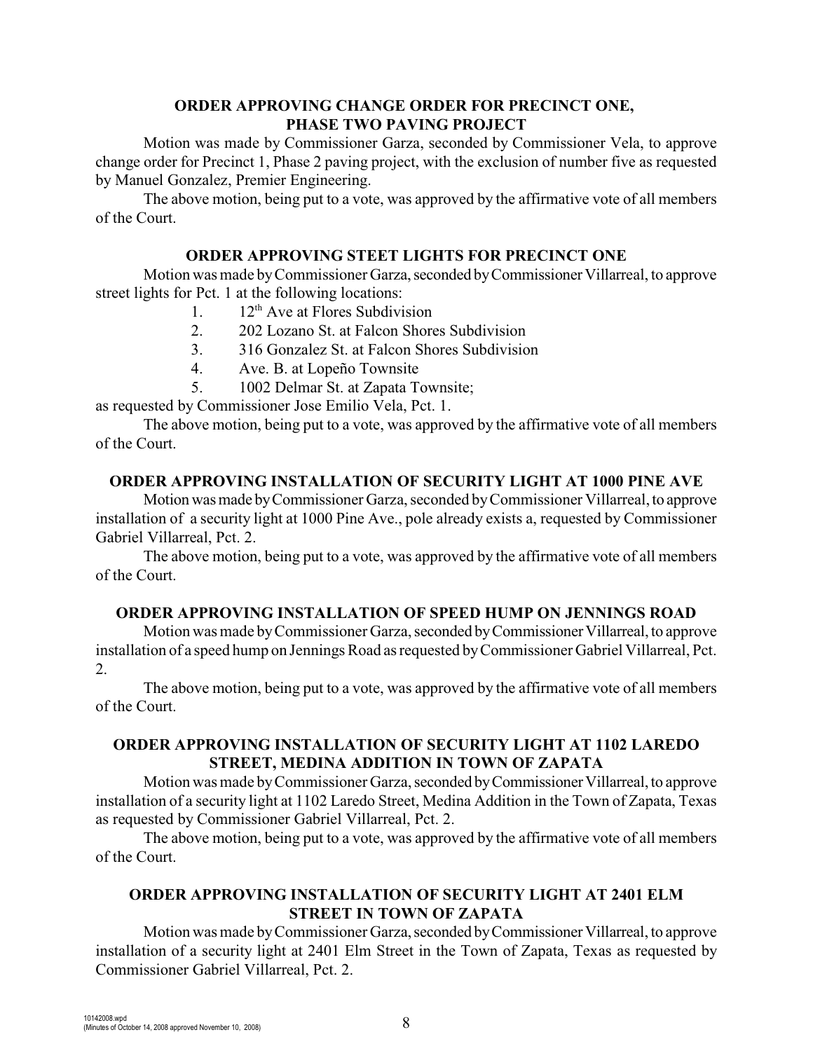**ORDER APPROVING CHANGE ORDER FOR PRECINCT ONE, PHASE TWO PAVING PROJECT**

Motion was made by Commissioner Garza, seconded by Commissioner Vela, to approve change order for Precinct 1, Phase 2 paving project, with the exclusion of number five as requested by Manuel Gonzalez, Premier Engineering.

The above motion, being put to a vote, was approved by the affirmative vote of all members of the Court.

**ORDER APPROVING STEET LIGHTS FOR PRECINCT ONE**

Motion was made by Commissioner Garza, seconded by Commissioner Villarreal, to approve street lights for Pct. 1 at the following locations:

1. 12th Ave at Flores Subdivision
2. 202 Lozano St. at Falcon Shores Subdivision
3. 316 Gonzalez St. at Falcon Shores Subdivision
4. Ave. B. at Lopeño Townsite
5. 1002 Delmar St. at Zapata Townsite;

as requested by Commissioner Jose Emilio Vela, Pct. 1.

The above motion, being put to a vote, was approved by the affirmative vote of all members of the Court.

**ORDER APPROVING INSTALLATION OF SECURITY LIGHT AT 1000 PINE AVE**

Motion was made by Commissioner Garza, seconded by Commissioner Villarreal, to approve installation of a security light at 1000 Pine Ave., pole already exists a, requested by Commissioner Gabriel Villarreal, Pct. 2.

The above motion, being put to a vote, was approved by the affirmative vote of all members of the Court.

**ORDER APPROVING INSTALLATION OF SPEED HUMP ON JENNINGS ROAD**

Motion was made by Commissioner Garza, seconded by Commissioner Villarreal, to approve installation of a speed hump on Jennings Road as requested by Commissioner Gabriel Villarreal, Pct. 2.

The above motion, being put to a vote, was approved by the affirmative vote of all members of the Court.

**ORDER APPROVING INSTALLATION OF SECURITY LIGHT AT 1102 LAREDO STREET, MEDINA ADDITION IN TOWN OF ZAPATA**

Motion was made by Commissioner Garza, seconded by Commissioner Villarreal, to approve installation of a security light at 1102 Laredo Street, Medina Addition in the Town of Zapata, Texas as requested by Commissioner Gabriel Villarreal, Pct. 2.

The above motion, being put to a vote, was approved by the affirmative vote of all members of the Court.

**ORDER APPROVING INSTALLATION OF SECURITY LIGHT AT 2401 ELM STREET IN TOWN OF ZAPATA**

Motion was made by Commissioner Garza, seconded by Commissioner Villarreal, to approve installation of a security light at 2401 Elm Street in the Town of Zapata, Texas as requested by Commissioner Gabriel Villarreal, Pct. 2.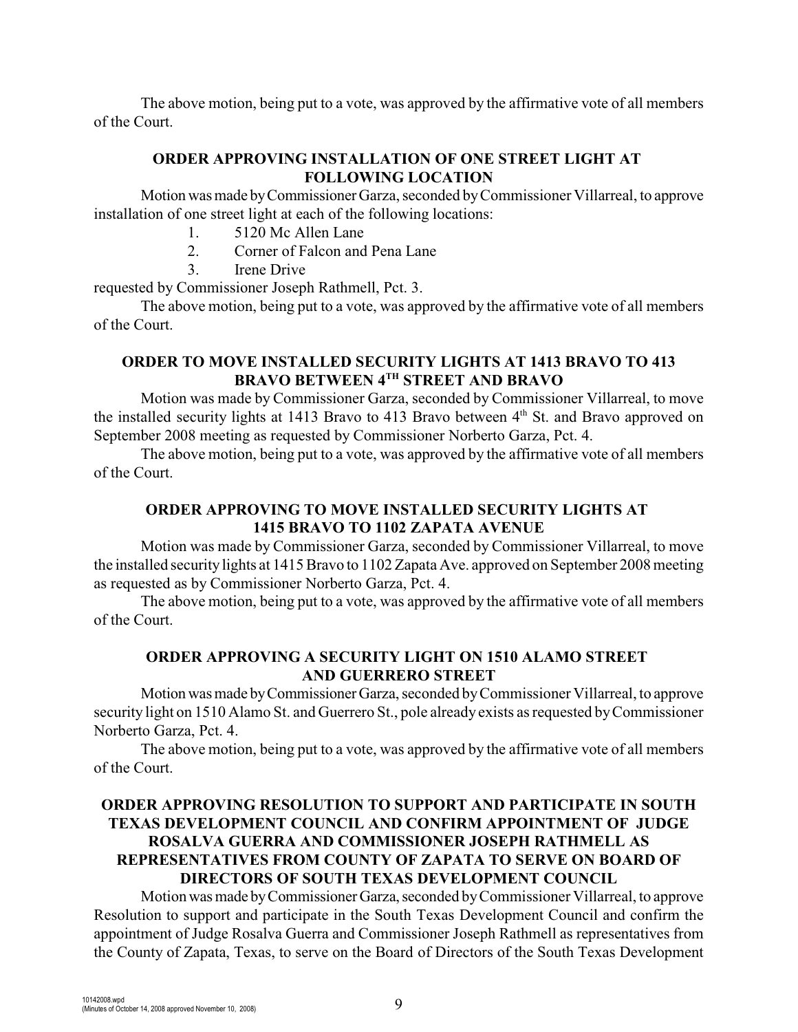The above motion, being put to a vote, was approved by the affirmative vote of all members of the Court.

**ORDER APPROVING INSTALLATION OF ONE STREET LIGHT AT FOLLOWING LOCATION**

Motion was made by Commissioner Garza, seconded by Commissioner Villarreal, to approve installation of one street light at each of the following locations:

1. 5120 Mc Allen Lane
2. Corner of Falcon and Pena Lane
3. Irene Drive

requested by Commissioner Joseph Rathmell, Pct. 3.

The above motion, being put to a vote, was approved by the affirmative vote of all members of the Court.

**ORDER TO MOVE INSTALLED SECURITY LIGHTS AT 1413 BRAVO TO 413 BRAVO BETWEEN 4TH STREET AND BRAVO**

Motion was made by Commissioner Garza, seconded by Commissioner Villarreal, to move the installed security lights at 1413 Bravo to 413 Bravo between 4th St. and Bravo approved on September 2008 meeting as requested by Commissioner Norberto Garza, Pct. 4.

The above motion, being put to a vote, was approved by the affirmative vote of all members of the Court.

**ORDER APPROVING TO MOVE INSTALLED SECURITY LIGHTS AT 1415 BRAVO TO 1102 ZAPATA AVENUE**

Motion was made by Commissioner Garza, seconded by Commissioner Villarreal, to move the installed security lights at 1415 Bravo to 1102 Zapata Ave. approved on September 2008 meeting as requested as by Commissioner Norberto Garza, Pct. 4.

The above motion, being put to a vote, was approved by the affirmative vote of all members of the Court.

**ORDER APPROVING A SECURITY LIGHT ON 1510 ALAMO STREET AND GUERRERO STREET**

Motion was made by Commissioner Garza, seconded by Commissioner Villarreal, to approve security light on 1510 Alamo St. and Guerrero St., pole already exists as requested by Commissioner Norberto Garza, Pct. 4.

The above motion, being put to a vote, was approved by the affirmative vote of all members of the Court.

**ORDER APPROVING RESOLUTION TO SUPPORT AND PARTICIPATE IN SOUTH TEXAS DEVELOPMENT COUNCIL AND CONFIRM APPOINTMENT OF JUDGE ROSALVA GUERRA AND COMMISSIONER JOSEPH RATHMELL AS REPRESENTATIVES FROM COUNTY OF ZAPATA TO SERVE ON BOARD OF DIRECTORS OF SOUTH TEXAS DEVELOPMENT COUNCIL**

Motion was made by Commissioner Garza, seconded by Commissioner Villarreal, to approve Resolution to support and participate in the South Texas Development Council and confirm the appointment of Judge Rosalva Guerra and Commissioner Joseph Rathmell as representatives from the County of Zapata, Texas, to serve on the Board of Directors of the South Texas Development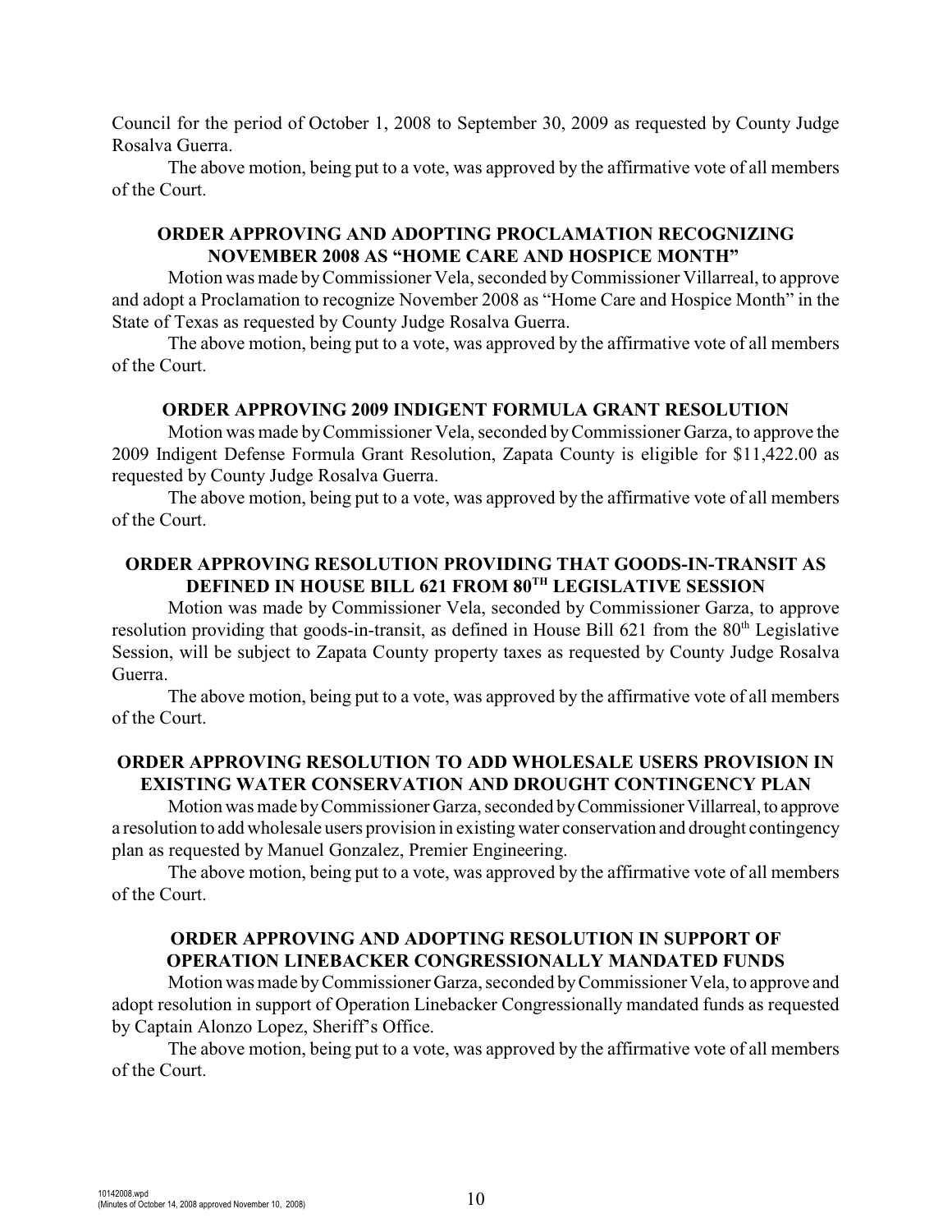Council for the period of October 1, 2008 to September 30, 2009 as requested by County Judge Rosalva Guerra.

The above motion, being put to a vote, was approved by the affirmative vote of all members of the Court.

### ORDER APPROVING AND ADOPTING PROCLAMATION RECOGNIZING NOVEMBER 2008 AS "HOME CARE AND HOSPICE MONTH"

Motion was made by Commissioner Vela, seconded by Commissioner Villarreal, to approve and adopt a Proclamation to recognize November 2008 as "Home Care and Hospice Month" in the State of Texas as requested by County Judge Rosalva Guerra.

The above motion, being put to a vote, was approved by the affirmative vote of all members of the Court.

### ORDER APPROVING 2009 INDIGENT FORMULA GRANT RESOLUTION

Motion was made by Commissioner Vela, seconded by Commissioner Garza, to approve the 2009 Indigent Defense Formula Grant Resolution, Zapata County is eligible for $11,422.00 as requested by County Judge Rosalva Guerra.

The above motion, being put to a vote, was approved by the affirmative vote of all members of the Court.

### ORDER APPROVING RESOLUTION PROVIDING THAT GOODS-IN-TRANSIT AS DEFINED IN HOUSE BILL 621 FROM 80TH LEGISLATIVE SESSION

Motion was made by Commissioner Vela, seconded by Commissioner Garza, to approve resolution providing that goods-in-transit, as defined in House Bill 621 from the 80th Legislative Session, will be subject to Zapata County property taxes as requested by County Judge Rosalva Guerra.

The above motion, being put to a vote, was approved by the affirmative vote of all members of the Court.

### ORDER APPROVING RESOLUTION TO ADD WHOLESALE USERS PROVISION IN EXISTING WATER CONSERVATION AND DROUGHT CONTINGENCY PLAN

Motion was made by Commissioner Garza, seconded by Commissioner Villarreal, to approve a resolution to add wholesale users provision in existing water conservation and drought contingency plan as requested by Manuel Gonzalez, Premier Engineering.

The above motion, being put to a vote, was approved by the affirmative vote of all members of the Court.

### ORDER APPROVING AND ADOPTING RESOLUTION IN SUPPORT OF OPERATION LINEBACKER CONGRESSIONALLY MANDATED FUNDS

Motion was made by Commissioner Garza, seconded by Commissioner Vela, to approve and adopt resolution in support of Operation Linebacker Congressionally mandated funds as requested by Captain Alonzo Lopez, Sheriff's Office.

The above motion, being put to a vote, was approved by the affirmative vote of all members of the Court.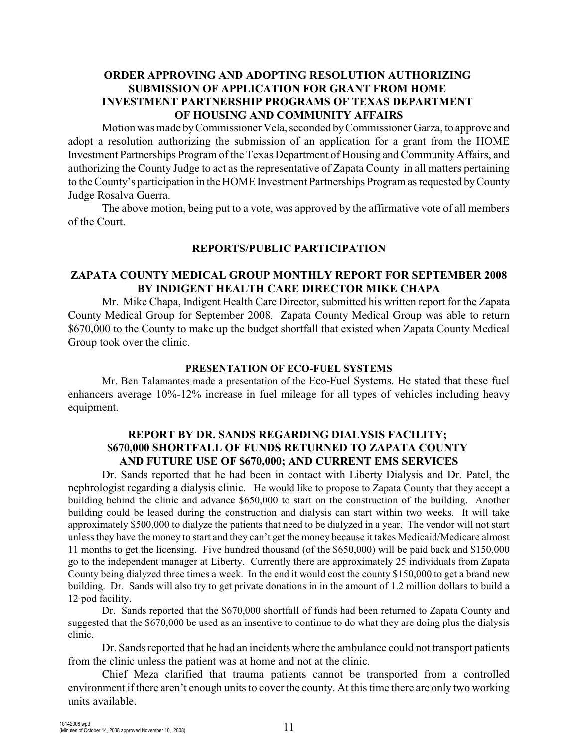### ORDER APPROVING AND ADOPTING RESOLUTION AUTHORIZING SUBMISSION OF APPLICATION FOR GRANT FROM HOME INVESTMENT PARTNERSHIP PROGRAMS OF TEXAS DEPARTMENT OF HOUSING AND COMMUNITY AFFAIRS

Motion was made by Commissioner Vela, seconded by Commissioner Garza, to approve and adopt a resolution authorizing the submission of an application for a grant from the HOME Investment Partnerships Program of the Texas Department of Housing and Community Affairs, and authorizing the County Judge to act as the representative of Zapata County in all matters pertaining to the County's participation in the HOME Investment Partnerships Program as requested by County Judge Rosalva Guerra.

The above motion, being put to a vote, was approved by the affirmative vote of all members of the Court.

## REPORTS/PUBLIC PARTICIPATION

### ZAPATA COUNTY MEDICAL GROUP MONTHLY REPORT FOR SEPTEMBER 2008 BY INDIGENT HEALTH CARE DIRECTOR MIKE CHAPA

Mr. Mike Chapa, Indigent Health Care Director, submitted his written report for the Zapata County Medical Group for September 2008. Zapata County Medical Group was able to return \$670,000 to the County to make up the budget shortfall that existed when Zapata County Medical Group took over the clinic.

### PRESENTATION OF ECO-FUEL SYSTEMS

Mr. Ben Talamantes made a presentation of the Eco-Fuel Systems. He stated that these fuel enhancers average 10%-12% increase in fuel mileage for all types of vehicles including heavy equipment.

### REPORT BY DR. SANDS REGARDING DIALYSIS FACILITY; \$670,000 SHORTFALL OF FUNDS RETURNED TO ZAPATA COUNTY AND FUTURE USE OF \$670,000; AND CURRENT EMS SERVICES

Dr. Sands reported that he had been in contact with Liberty Dialysis and Dr. Patel, the nephrologist regarding a dialysis clinic. He would like to propose to Zapata County that they accept a building behind the clinic and advance \$650,000 to start on the construction of the building. Another building could be leased during the construction and dialysis can start within two weeks. It will take approximately \$500,000 to dialyze the patients that need to be dialyzed in a year. The vendor will not start unless they have the money to start and they can't get the money because it takes Medicaid/Medicare almost 11 months to get the licensing. Five hundred thousand (of the \$650,000) will be paid back and \$150,000 go to the independent manager at Liberty. Currently there are approximately 25 individuals from Zapata County being dialyzed three times a week. In the end it would cost the county \$150,000 to get a brand new building. Dr. Sands will also try to get private donations in in the amount of 1.2 million dollars to build a 12 pod facility.

Dr. Sands reported that the \$670,000 shortfall of funds had been returned to Zapata County and suggested that the \$670,000 be used as an insentive to continue to do what they are doing plus the dialysis clinic.

Dr. Sands reported that he had an incidents where the ambulance could not transport patients from the clinic unless the patient was at home and not at the clinic.

Chief Meza clarified that trauma patients cannot be transported from a controlled environment if there aren't enough units to cover the county. At this time there are only two working units available.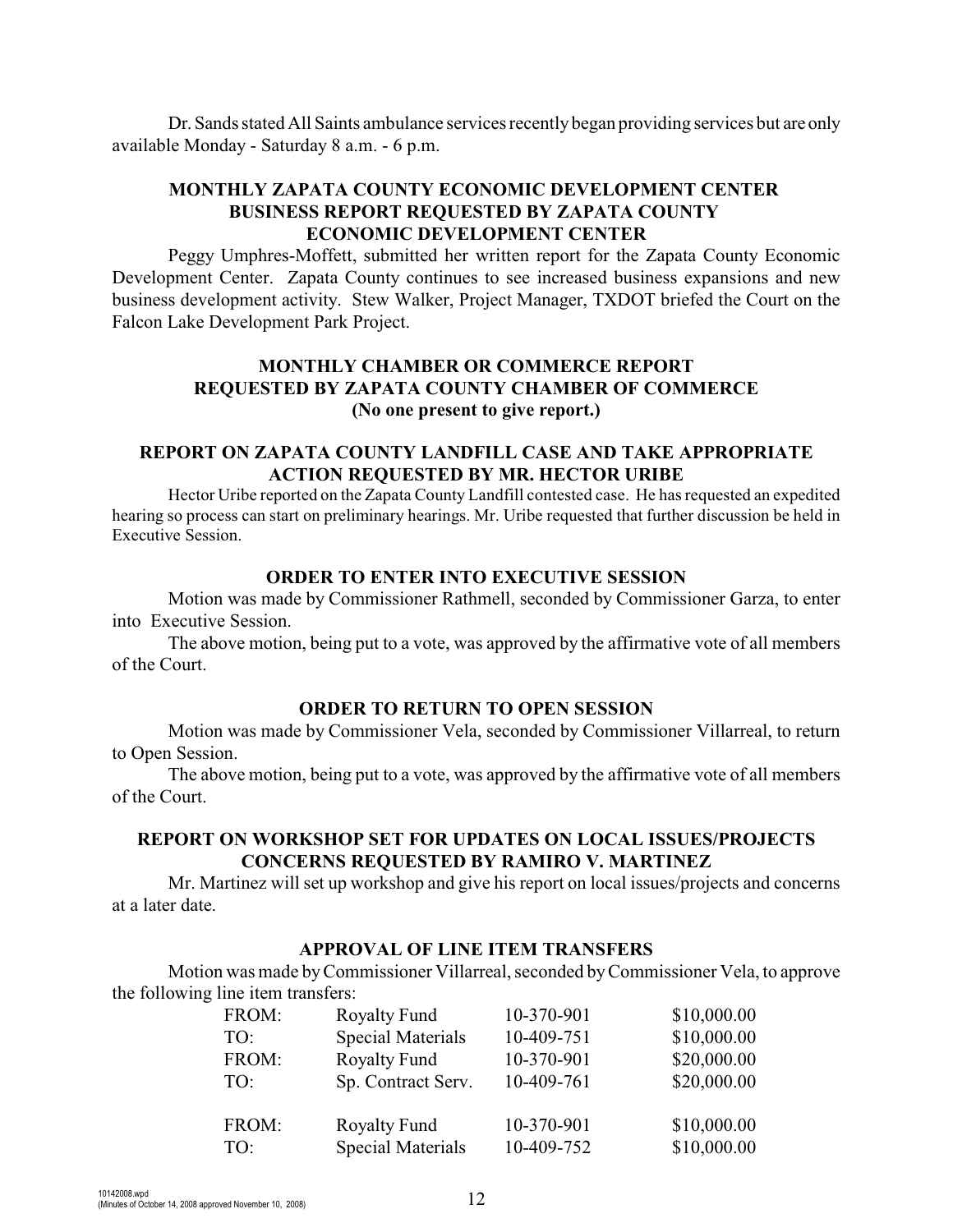Dr. Sands stated All Saints ambulance services recently began providing services but are only available Monday - Saturday 8 a.m. - 6 p.m.

## MONTHLY ZAPATA COUNTY ECONOMIC DEVELOPMENT CENTER BUSINESS REPORT REQUESTED BY ZAPATA COUNTY ECONOMIC DEVELOPMENT CENTER

Peggy Umphres-Moffett, submitted her written report for the Zapata County Economic Development Center. Zapata County continues to see increased business expansions and new business development activity. Stew Walker, Project Manager, TXDOT briefed the Court on the Falcon Lake Development Park Project.

## MONTHLY CHAMBER OR COMMERCE REPORT REQUESTED BY ZAPATA COUNTY CHAMBER OF COMMERCE (No one present to give report.)

## REPORT ON ZAPATA COUNTY LANDFILL CASE AND TAKE APPROPRIATE ACTION REQUESTED BY MR. HECTOR URIBE

Hector Uribe reported on the Zapata County Landfill contested case. He has requested an expedited hearing so process can start on preliminary hearings. Mr. Uribe requested that further discussion be held in Executive Session.

## ORDER TO ENTER INTO EXECUTIVE SESSION

Motion was made by Commissioner Rathmell, seconded by Commissioner Garza, to enter into Executive Session.

The above motion, being put to a vote, was approved by the affirmative vote of all members of the Court.

## ORDER TO RETURN TO OPEN SESSION

Motion was made by Commissioner Vela, seconded by Commissioner Villarreal, to return to Open Session.

The above motion, being put to a vote, was approved by the affirmative vote of all members of the Court.

## REPORT ON WORKSHOP SET FOR UPDATES ON LOCAL ISSUES/PROJECTS CONCERNS REQUESTED BY RAMIRO V. MARTINEZ

Mr. Martinez will set up workshop and give his report on local issues/projects and concerns at a later date.

## APPROVAL OF LINE ITEM TRANSFERS

Motion was made by Commissioner Villarreal, seconded by Commissioner Vela, to approve the following line item transfers:

| | | | |
|---|---|---|---|
| FROM: | Royalty Fund | 10-370-901 | \$10,000.00 |
| TO: | Special Materials | 10-409-751 | \$10,000.00 |
| FROM: | Royalty Fund | 10-370-901 | \$20,000.00 |
| TO: | Sp. Contract Serv. | 10-409-761 | \$20,000.00 |
| FROM: | Royalty Fund | 10-370-901 | \$10,000.00 |
| TO: | Special Materials | 10-409-752 | \$10,000.00 |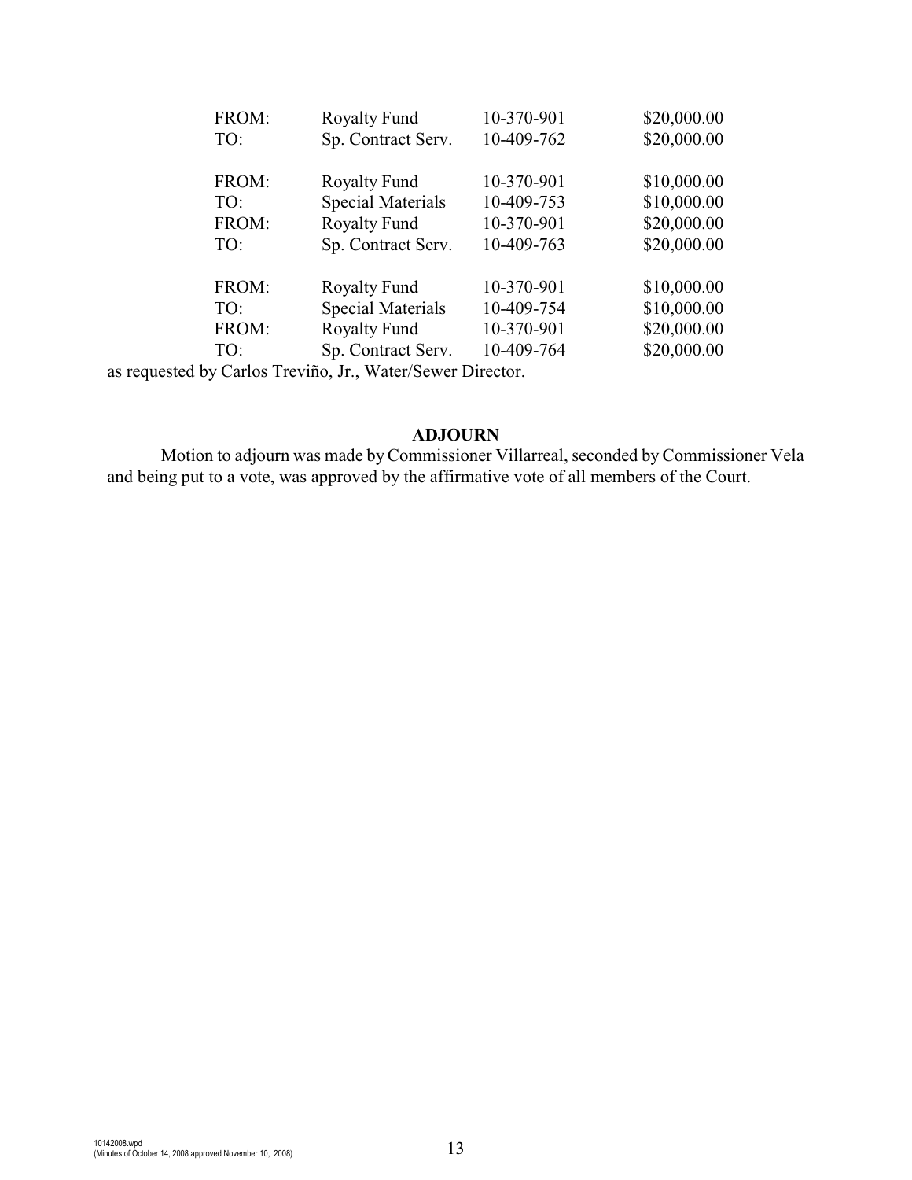| | | | |
|---|---|---|---|
| FROM: | Royalty Fund | 10-370-901 | $20,000.00 |
| TO: | Sp. Contract Serv. | 10-409-762 | $20,000.00 |
| | | | |
| FROM: | Royalty Fund | 10-370-901 | $10,000.00 |
| TO: | Special Materials | 10-409-753 | $10,000.00 |
| FROM: | Royalty Fund | 10-370-901 | $20,000.00 |
| TO: | Sp. Contract Serv. | 10-409-763 | $20,000.00 |
| | | | |
| FROM: | Royalty Fund | 10-370-901 | $10,000.00 |
| TO: | Special Materials | 10-409-754 | $10,000.00 |
| FROM: | Royalty Fund | 10-370-901 | $20,000.00 |
| TO: | Sp. Contract Serv. | 10-409-764 | $20,000.00 |

as requested by Carlos Treviño, Jr., Water/Sewer Director.

**ADJOURN**

Motion to adjourn was made by Commissioner Villarreal, seconded by Commissioner Vela and being put to a vote, was approved by the affirmative vote of all members of the Court.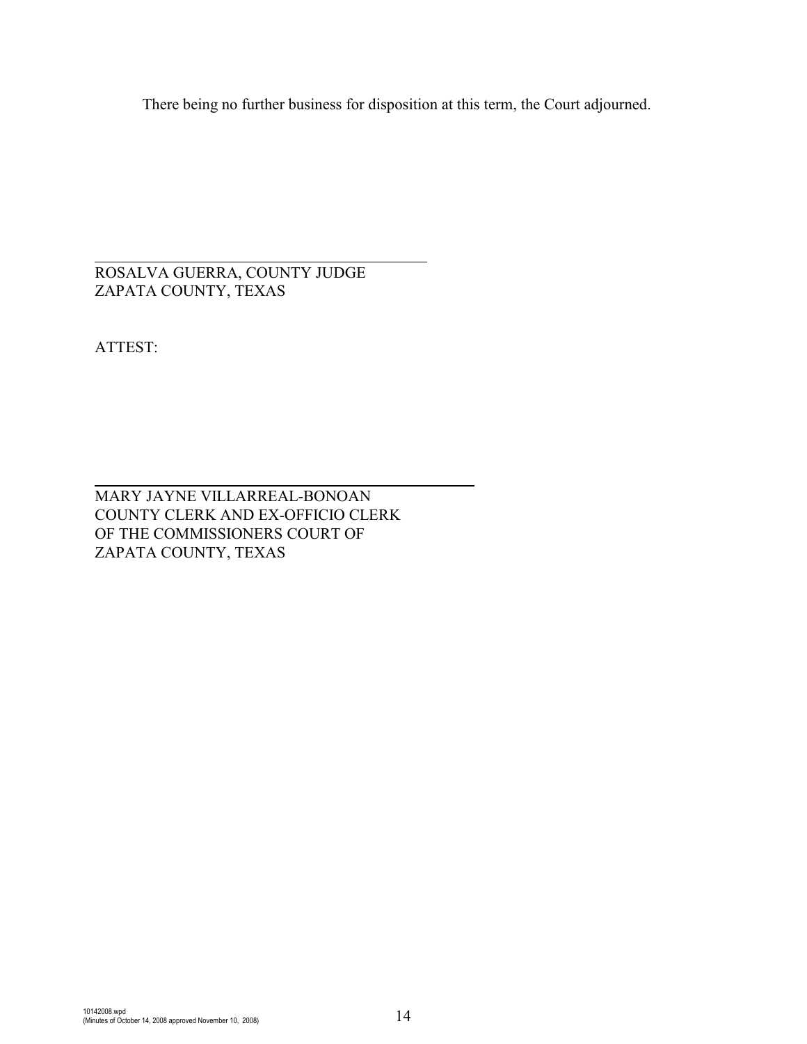There being no further business for disposition at this term, the Court adjourned.

\_\_\_\_\_\_\_\_\_\_\_\_\_\_\_\_\_\_\_\_\_\_\_\_\_\_\_\_\_\_\_\_\_\_\_\_\_\_

ROSALVA GUERRA, COUNTY JUDGE
ZAPATA COUNTY, TEXAS

ATTEST:

\_\_\_\_\_\_\_\_\_\_\_\_\_\_\_\_\_\_\_\_\_\_\_\_\_\_\_\_\_\_\_\_\_\_\_\_\_\_\_\_\_\_\_

MARY JAYNE VILLARREAL-BONOAN
COUNTY CLERK AND EX-OFFICIO CLERK
OF THE COMMISSIONERS COURT OF
ZAPATA COUNTY, TEXAS

10142008.wpd
(Minutes of October 14, 2008 approved November 10, 2008)